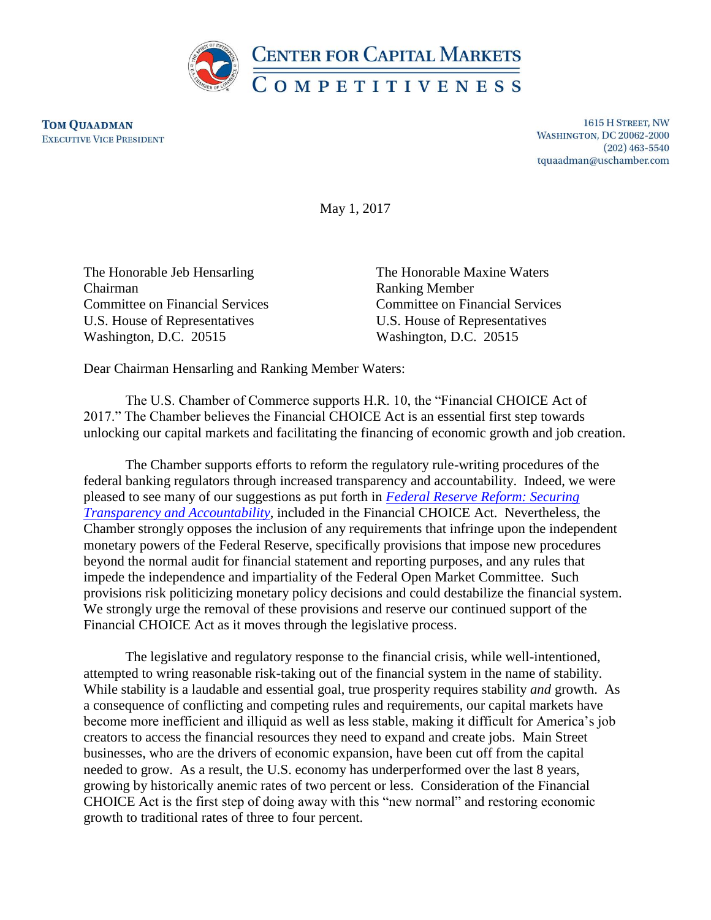# CENTER FOR CAPITAL MARKETS COMPETITIVENESS

**TOM QUAADMAN**
EXECUTIVE VICE PRESIDENT

1615 H STREET, NW
WASHINGTON, DC 20062-2000
(202) 463-5540
tquaadman@uschamber.com

May 1, 2017

The Honorable Jeb Hensarling
Chairman
Committee on Financial Services
U.S. House of Representatives
Washington, D.C. 20515

The Honorable Maxine Waters
Ranking Member
Committee on Financial Services
U.S. House of Representatives
Washington, D.C. 20515

Dear Chairman Hensarling and Ranking Member Waters:

The U.S. Chamber of Commerce supports H.R. 10, the "Financial CHOICE Act of 2017." The Chamber believes the Financial CHOICE Act is an essential first step towards unlocking our capital markets and facilitating the financing of economic growth and job creation.

The Chamber supports efforts to reform the regulatory rule-writing procedures of the federal banking regulators through increased transparency and accountability. Indeed, we were pleased to see many of our suggestions as put forth in *Federal Reserve Reform: Securing Transparency and Accountability*, included in the Financial CHOICE Act. Nevertheless, the Chamber strongly opposes the inclusion of any requirements that infringe upon the independent monetary powers of the Federal Reserve, specifically provisions that impose new procedures beyond the normal audit for financial statement and reporting purposes, and any rules that impede the independence and impartiality of the Federal Open Market Committee. Such provisions risk politicizing monetary policy decisions and could destabilize the financial system. We strongly urge the removal of these provisions and reserve our continued support of the Financial CHOICE Act as it moves through the legislative process.

The legislative and regulatory response to the financial crisis, while well-intentioned, attempted to wring reasonable risk-taking out of the financial system in the name of stability. While stability is a laudable and essential goal, true prosperity requires stability *and* growth. As a consequence of conflicting and competing rules and requirements, our capital markets have become more inefficient and illiquid as well as less stable, making it difficult for America's job creators to access the financial resources they need to expand and create jobs. Main Street businesses, who are the drivers of economic expansion, have been cut off from the capital needed to grow. As a result, the U.S. economy has underperformed over the last 8 years, growing by historically anemic rates of two percent or less. Consideration of the Financial CHOICE Act is the first step of doing away with this "new normal" and restoring economic growth to traditional rates of three to four percent.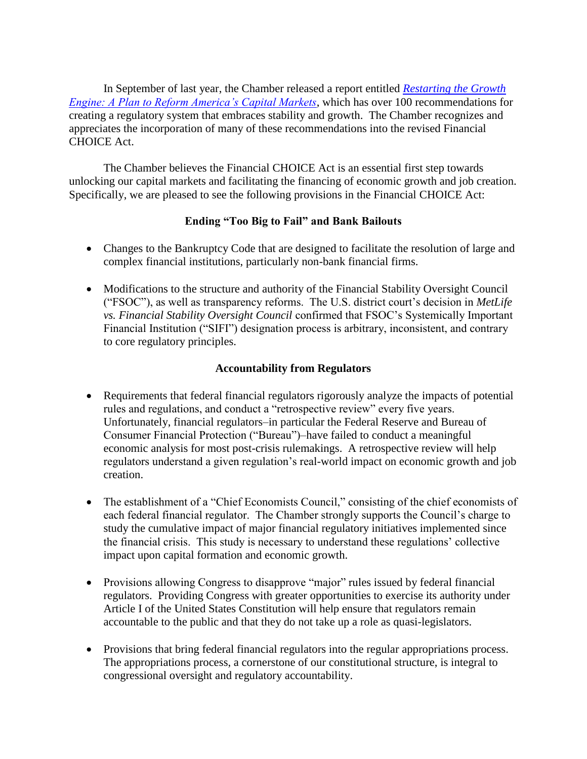In September of last year, the Chamber released a report entitled [*Restarting the Growth Engine: A Plan to Reform America's Capital Markets*], which has over 100 recommendations for creating a regulatory system that embraces stability and growth. The Chamber recognizes and appreciates the incorporation of many of these recommendations into the revised Financial CHOICE Act.

The Chamber believes the Financial CHOICE Act is an essential first step towards unlocking our capital markets and facilitating the financing of economic growth and job creation. Specifically, we are pleased to see the following provisions in the Financial CHOICE Act:

**Ending "Too Big to Fail" and Bank Bailouts**

- Changes to the Bankruptcy Code that are designed to facilitate the resolution of large and complex financial institutions, particularly non-bank financial firms.
- Modifications to the structure and authority of the Financial Stability Oversight Council ("FSOC"), as well as transparency reforms. The U.S. district court's decision in *MetLife vs. Financial Stability Oversight Council* confirmed that FSOC's Systemically Important Financial Institution ("SIFI") designation process is arbitrary, inconsistent, and contrary to core regulatory principles.

**Accountability from Regulators**

- Requirements that federal financial regulators rigorously analyze the impacts of potential rules and regulations, and conduct a "retrospective review" every five years. Unfortunately, financial regulators–in particular the Federal Reserve and Bureau of Consumer Financial Protection ("Bureau")–have failed to conduct a meaningful economic analysis for most post-crisis rulemakings. A retrospective review will help regulators understand a given regulation's real-world impact on economic growth and job creation.
- The establishment of a "Chief Economists Council," consisting of the chief economists of each federal financial regulator. The Chamber strongly supports the Council's charge to study the cumulative impact of major financial regulatory initiatives implemented since the financial crisis. This study is necessary to understand these regulations' collective impact upon capital formation and economic growth.
- Provisions allowing Congress to disapprove "major" rules issued by federal financial regulators. Providing Congress with greater opportunities to exercise its authority under Article I of the United States Constitution will help ensure that regulators remain accountable to the public and that they do not take up a role as quasi-legislators.
- Provisions that bring federal financial regulators into the regular appropriations process. The appropriations process, a cornerstone of our constitutional structure, is integral to congressional oversight and regulatory accountability.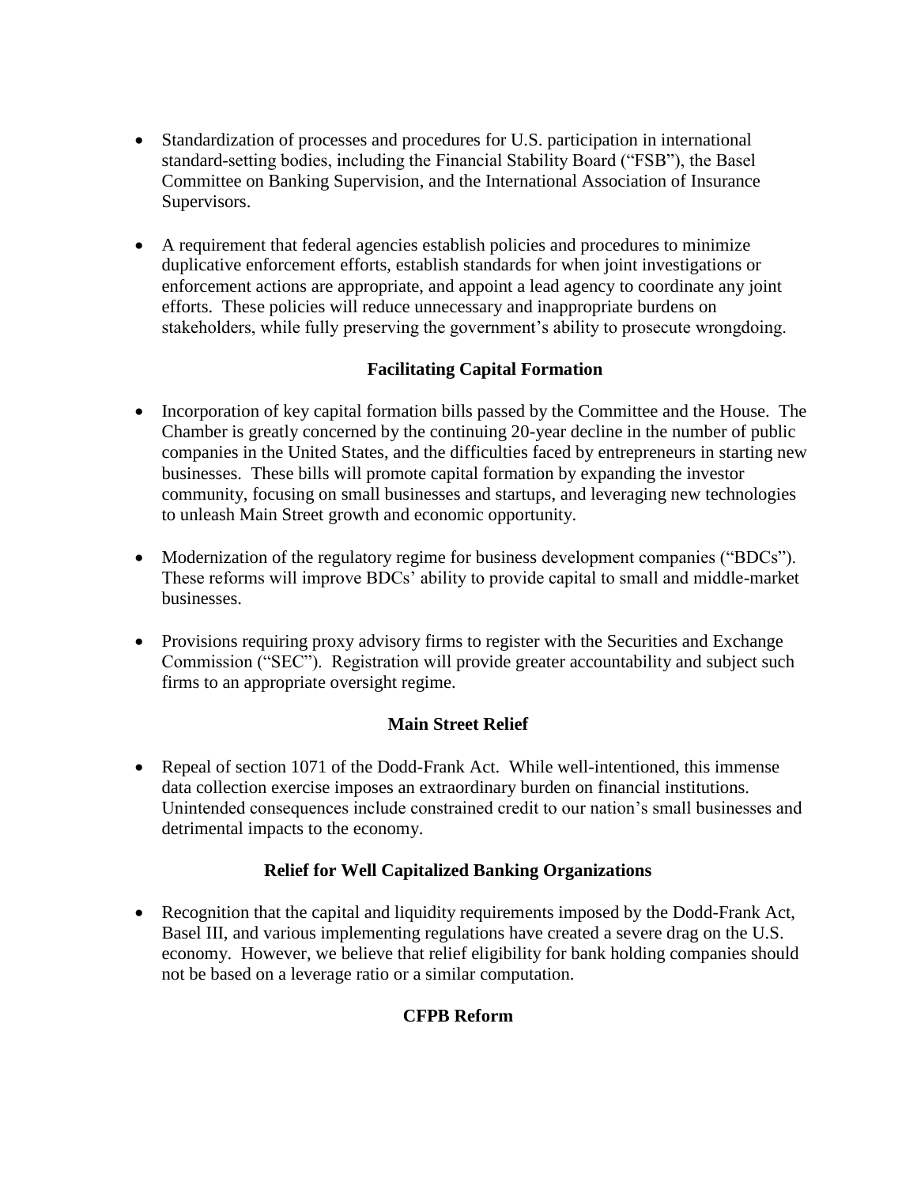- Standardization of processes and procedures for U.S. participation in international standard-setting bodies, including the Financial Stability Board ("FSB"), the Basel Committee on Banking Supervision, and the International Association of Insurance Supervisors.

- A requirement that federal agencies establish policies and procedures to minimize duplicative enforcement efforts, establish standards for when joint investigations or enforcement actions are appropriate, and appoint a lead agency to coordinate any joint efforts. These policies will reduce unnecessary and inappropriate burdens on stakeholders, while fully preserving the government's ability to prosecute wrongdoing.

**Facilitating Capital Formation**

- Incorporation of key capital formation bills passed by the Committee and the House. The Chamber is greatly concerned by the continuing 20-year decline in the number of public companies in the United States, and the difficulties faced by entrepreneurs in starting new businesses. These bills will promote capital formation by expanding the investor community, focusing on small businesses and startups, and leveraging new technologies to unleash Main Street growth and economic opportunity.

- Modernization of the regulatory regime for business development companies ("BDCs"). These reforms will improve BDCs' ability to provide capital to small and middle-market businesses.

- Provisions requiring proxy advisory firms to register with the Securities and Exchange Commission ("SEC"). Registration will provide greater accountability and subject such firms to an appropriate oversight regime.

**Main Street Relief**

- Repeal of section 1071 of the Dodd-Frank Act. While well-intentioned, this immense data collection exercise imposes an extraordinary burden on financial institutions. Unintended consequences include constrained credit to our nation's small businesses and detrimental impacts to the economy.

**Relief for Well Capitalized Banking Organizations**

- Recognition that the capital and liquidity requirements imposed by the Dodd-Frank Act, Basel III, and various implementing regulations have created a severe drag on the U.S. economy. However, we believe that relief eligibility for bank holding companies should not be based on a leverage ratio or a similar computation.

**CFPB Reform**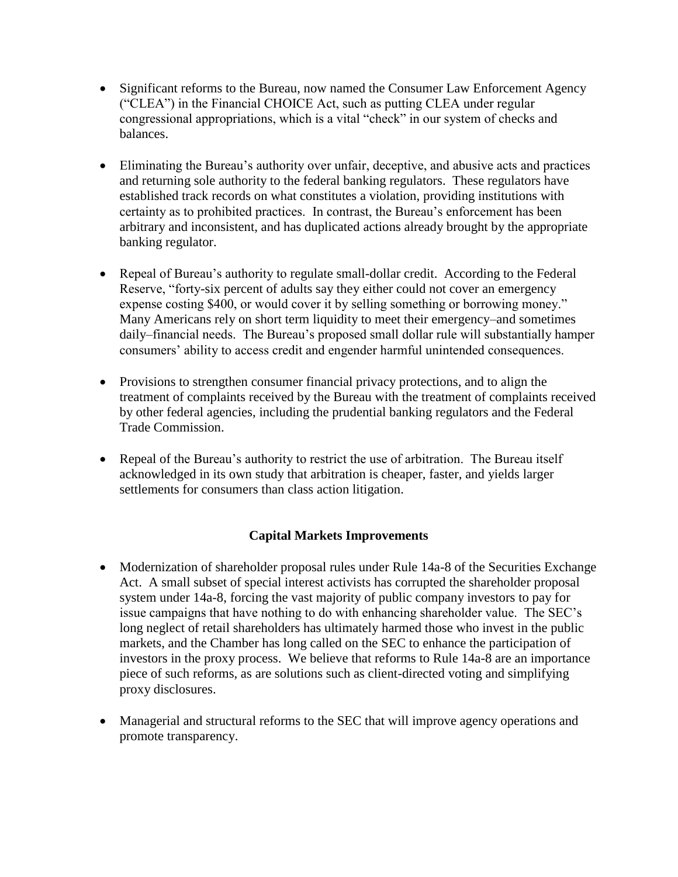- Significant reforms to the Bureau, now named the Consumer Law Enforcement Agency ("CLEA") in the Financial CHOICE Act, such as putting CLEA under regular congressional appropriations, which is a vital "check" in our system of checks and balances.

- Eliminating the Bureau's authority over unfair, deceptive, and abusive acts and practices and returning sole authority to the federal banking regulators. These regulators have established track records on what constitutes a violation, providing institutions with certainty as to prohibited practices. In contrast, the Bureau's enforcement has been arbitrary and inconsistent, and has duplicated actions already brought by the appropriate banking regulator.

- Repeal of Bureau's authority to regulate small-dollar credit. According to the Federal Reserve, "forty-six percent of adults say they either could not cover an emergency expense costing $400, or would cover it by selling something or borrowing money." Many Americans rely on short term liquidity to meet their emergency–and sometimes daily–financial needs. The Bureau's proposed small dollar rule will substantially hamper consumers' ability to access credit and engender harmful unintended consequences.

- Provisions to strengthen consumer financial privacy protections, and to align the treatment of complaints received by the Bureau with the treatment of complaints received by other federal agencies, including the prudential banking regulators and the Federal Trade Commission.

- Repeal of the Bureau's authority to restrict the use of arbitration. The Bureau itself acknowledged in its own study that arbitration is cheaper, faster, and yields larger settlements for consumers than class action litigation.

## Capital Markets Improvements

- Modernization of shareholder proposal rules under Rule 14a-8 of the Securities Exchange Act. A small subset of special interest activists has corrupted the shareholder proposal system under 14a-8, forcing the vast majority of public company investors to pay for issue campaigns that have nothing to do with enhancing shareholder value. The SEC's long neglect of retail shareholders has ultimately harmed those who invest in the public markets, and the Chamber has long called on the SEC to enhance the participation of investors in the proxy process. We believe that reforms to Rule 14a-8 are an importance piece of such reforms, as are solutions such as client-directed voting and simplifying proxy disclosures.

- Managerial and structural reforms to the SEC that will improve agency operations and promote transparency.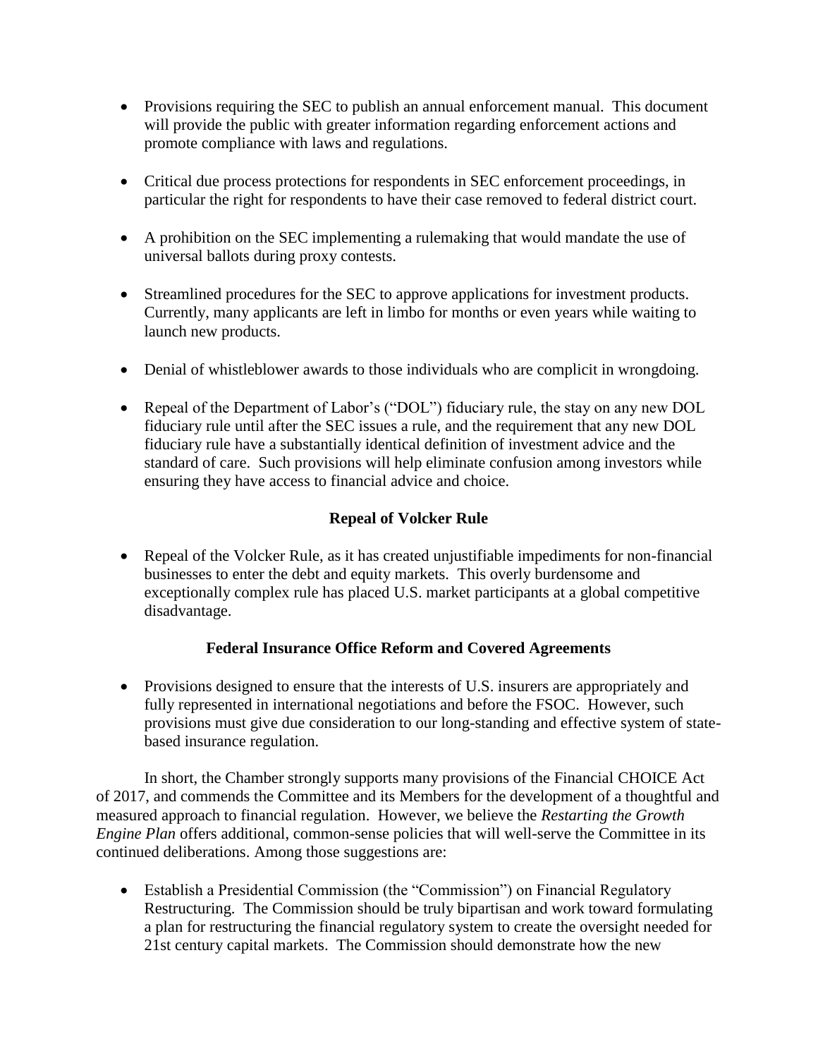- Provisions requiring the SEC to publish an annual enforcement manual. This document will provide the public with greater information regarding enforcement actions and promote compliance with laws and regulations.

- Critical due process protections for respondents in SEC enforcement proceedings, in particular the right for respondents to have their case removed to federal district court.

- A prohibition on the SEC implementing a rulemaking that would mandate the use of universal ballots during proxy contests.

- Streamlined procedures for the SEC to approve applications for investment products. Currently, many applicants are left in limbo for months or even years while waiting to launch new products.

- Denial of whistleblower awards to those individuals who are complicit in wrongdoing.

- Repeal of the Department of Labor's ("DOL") fiduciary rule, the stay on any new DOL fiduciary rule until after the SEC issues a rule, and the requirement that any new DOL fiduciary rule have a substantially identical definition of investment advice and the standard of care. Such provisions will help eliminate confusion among investors while ensuring they have access to financial advice and choice.

**Repeal of Volcker Rule**

- Repeal of the Volcker Rule, as it has created unjustifiable impediments for non-financial businesses to enter the debt and equity markets. This overly burdensome and exceptionally complex rule has placed U.S. market participants at a global competitive disadvantage.

**Federal Insurance Office Reform and Covered Agreements**

- Provisions designed to ensure that the interests of U.S. insurers are appropriately and fully represented in international negotiations and before the FSOC. However, such provisions must give due consideration to our long-standing and effective system of state-based insurance regulation.

In short, the Chamber strongly supports many provisions of the Financial CHOICE Act of 2017, and commends the Committee and its Members for the development of a thoughtful and measured approach to financial regulation. However, we believe the *Restarting the Growth Engine Plan* offers additional, common-sense policies that will well-serve the Committee in its continued deliberations. Among those suggestions are:

- Establish a Presidential Commission (the "Commission") on Financial Regulatory Restructuring. The Commission should be truly bipartisan and work toward formulating a plan for restructuring the financial regulatory system to create the oversight needed for 21st century capital markets. The Commission should demonstrate how the new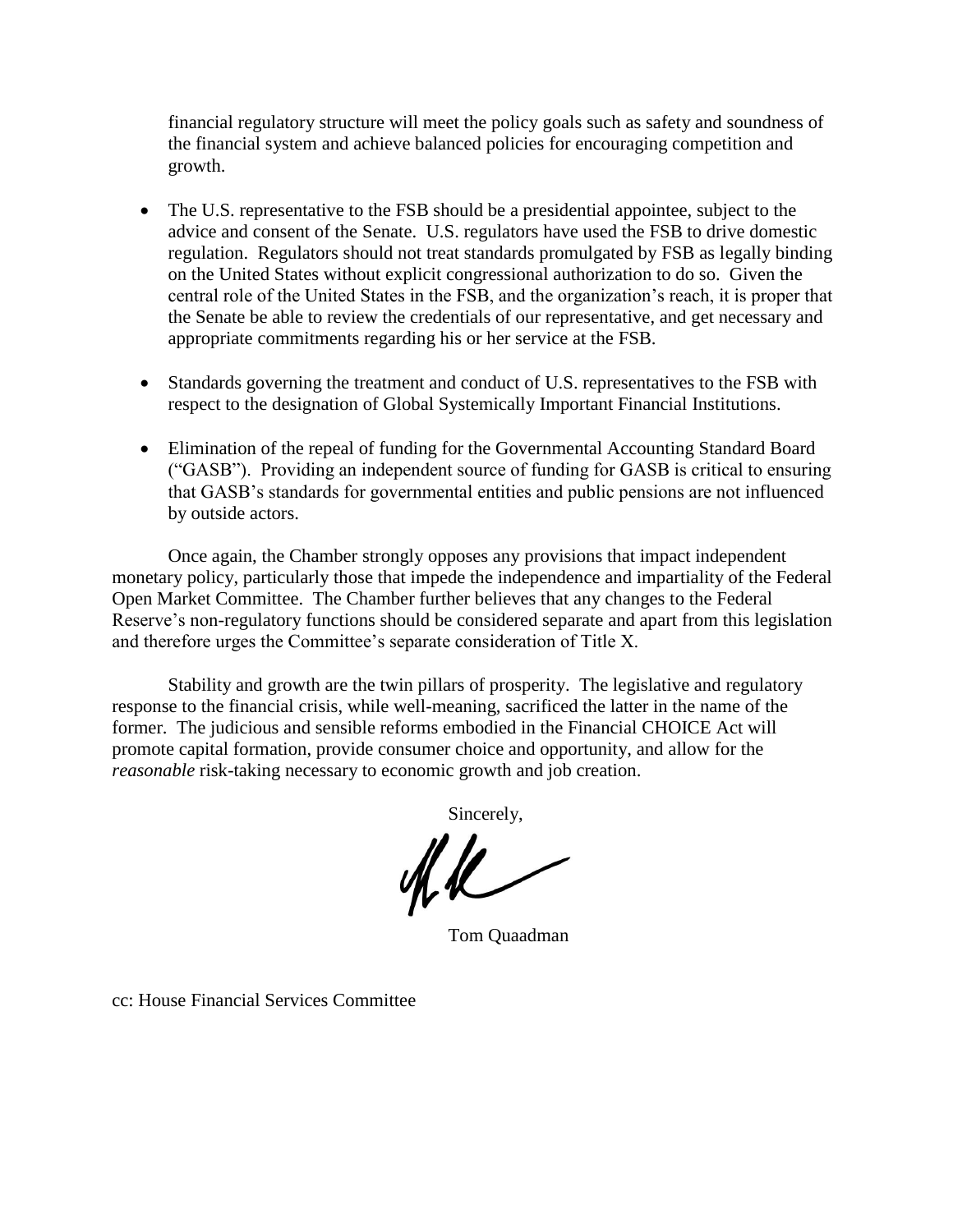financial regulatory structure will meet the policy goals such as safety and soundness of the financial system and achieve balanced policies for encouraging competition and growth.

- The U.S. representative to the FSB should be a presidential appointee, subject to the advice and consent of the Senate. U.S. regulators have used the FSB to drive domestic regulation. Regulators should not treat standards promulgated by FSB as legally binding on the United States without explicit congressional authorization to do so. Given the central role of the United States in the FSB, and the organization's reach, it is proper that the Senate be able to review the credentials of our representative, and get necessary and appropriate commitments regarding his or her service at the FSB.

- Standards governing the treatment and conduct of U.S. representatives to the FSB with respect to the designation of Global Systemically Important Financial Institutions.

- Elimination of the repeal of funding for the Governmental Accounting Standard Board ("GASB"). Providing an independent source of funding for GASB is critical to ensuring that GASB's standards for governmental entities and public pensions are not influenced by outside actors.

Once again, the Chamber strongly opposes any provisions that impact independent monetary policy, particularly those that impede the independence and impartiality of the Federal Open Market Committee. The Chamber further believes that any changes to the Federal Reserve's non-regulatory functions should be considered separate and apart from this legislation and therefore urges the Committee's separate consideration of Title X.

Stability and growth are the twin pillars of prosperity. The legislative and regulatory response to the financial crisis, while well-meaning, sacrificed the latter in the name of the former. The judicious and sensible reforms embodied in the Financial CHOICE Act will promote capital formation, provide consumer choice and opportunity, and allow for the *reasonable* risk-taking necessary to economic growth and job creation.

Sincerely,

Tom Quaadman

cc: House Financial Services Committee